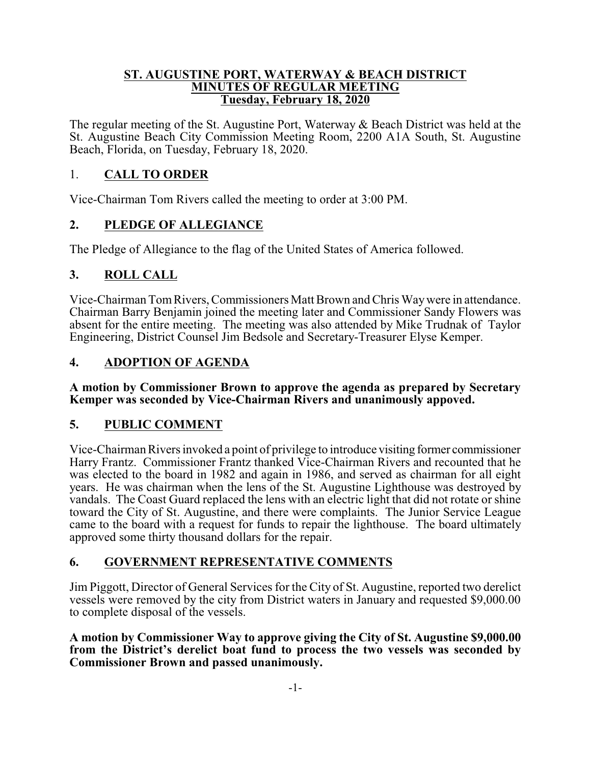# ST. AUGUSTINE PORT, WATERWAY & BEACH DISTRICT
## MINUTES OF REGULAR MEETING
### Tuesday, February 18, 2020

The regular meeting of the St. Augustine Port, Waterway & Beach District was held at the St. Augustine Beach City Commission Meeting Room, 2200 A1A South, St. Augustine Beach, Florida, on Tuesday, February 18, 2020.

## 1. CALL TO ORDER

Vice-Chairman Tom Rivers called the meeting to order at 3:00 PM.

## 2. PLEDGE OF ALLEGIANCE

The Pledge of Allegiance to the flag of the United States of America followed.

## 3. ROLL CALL

Vice-Chairman Tom Rivers, Commissioners Matt Brown and Chris Way were in attendance. Chairman Barry Benjamin joined the meeting later and Commissioner Sandy Flowers was absent for the entire meeting. The meeting was also attended by Mike Trudnak of Taylor Engineering, District Counsel Jim Bedsole and Secretary-Treasurer Elyse Kemper.

## 4. ADOPTION OF AGENDA

**A motion by Commissioner Brown to approve the agenda as prepared by Secretary Kemper was seconded by Vice-Chairman Rivers and unanimously appoved.**

## 5. PUBLIC COMMENT

Vice-Chairman Rivers invoked a point of privilege to introduce visiting former commissioner Harry Frantz. Commissioner Frantz thanked Vice-Chairman Rivers and recounted that he was elected to the board in 1982 and again in 1986, and served as chairman for all eight years. He was chairman when the lens of the St. Augustine Lighthouse was destroyed by vandals. The Coast Guard replaced the lens with an electric light that did not rotate or shine toward the City of St. Augustine, and there were complaints. The Junior Service League came to the board with a request for funds to repair the lighthouse. The board ultimately approved some thirty thousand dollars for the repair.

## 6. GOVERNMENT REPRESENTATIVE COMMENTS

Jim Piggott, Director of General Services for the City of St. Augustine, reported two derelict vessels were removed by the city from District waters in January and requested $9,000.00 to complete disposal of the vessels.

**A motion by Commissioner Way to approve giving the City of St. Augustine $9,000.00 from the District's derelict boat fund to process the two vessels was seconded by Commissioner Brown and passed unanimously.**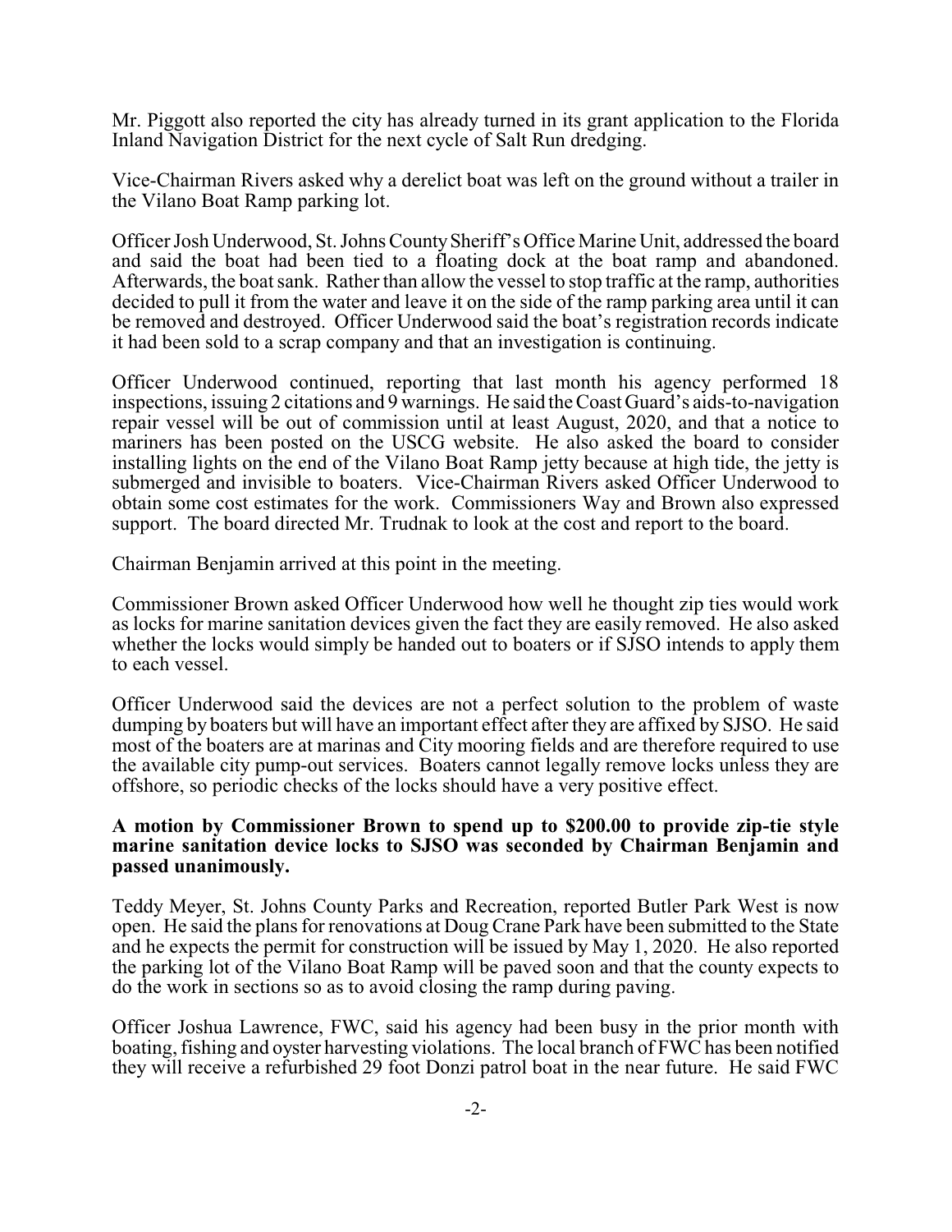Mr. Piggott also reported the city has already turned in its grant application to the Florida Inland Navigation District for the next cycle of Salt Run dredging.

Vice-Chairman Rivers asked why a derelict boat was left on the ground without a trailer in the Vilano Boat Ramp parking lot.

Officer Josh Underwood, St. Johns County Sheriff's Office Marine Unit, addressed the board and said the boat had been tied to a floating dock at the boat ramp and abandoned. Afterwards, the boat sank. Rather than allow the vessel to stop traffic at the ramp, authorities decided to pull it from the water and leave it on the side of the ramp parking area until it can be removed and destroyed. Officer Underwood said the boat's registration records indicate it had been sold to a scrap company and that an investigation is continuing.

Officer Underwood continued, reporting that last month his agency performed 18 inspections, issuing 2 citations and 9 warnings. He said the Coast Guard's aids-to-navigation repair vessel will be out of commission until at least August, 2020, and that a notice to mariners has been posted on the USCG website. He also asked the board to consider installing lights on the end of the Vilano Boat Ramp jetty because at high tide, the jetty is submerged and invisible to boaters. Vice-Chairman Rivers asked Officer Underwood to obtain some cost estimates for the work. Commissioners Way and Brown also expressed support. The board directed Mr. Trudnak to look at the cost and report to the board.

Chairman Benjamin arrived at this point in the meeting.

Commissioner Brown asked Officer Underwood how well he thought zip ties would work as locks for marine sanitation devices given the fact they are easily removed. He also asked whether the locks would simply be handed out to boaters or if SJSO intends to apply them to each vessel.

Officer Underwood said the devices are not a perfect solution to the problem of waste dumping by boaters but will have an important effect after they are affixed by SJSO. He said most of the boaters are at marinas and City mooring fields and are therefore required to use the available city pump-out services. Boaters cannot legally remove locks unless they are offshore, so periodic checks of the locks should have a very positive effect.

**A motion by Commissioner Brown to spend up to $200.00 to provide zip-tie style marine sanitation device locks to SJSO was seconded by Chairman Benjamin and passed unanimously.**

Teddy Meyer, St. Johns County Parks and Recreation, reported Butler Park West is now open. He said the plans for renovations at Doug Crane Park have been submitted to the State and he expects the permit for construction will be issued by May 1, 2020. He also reported the parking lot of the Vilano Boat Ramp will be paved soon and that the county expects to do the work in sections so as to avoid closing the ramp during paving.

Officer Joshua Lawrence, FWC, said his agency had been busy in the prior month with boating, fishing and oyster harvesting violations. The local branch of FWC has been notified they will receive a refurbished 29 foot Donzi patrol boat in the near future. He said FWC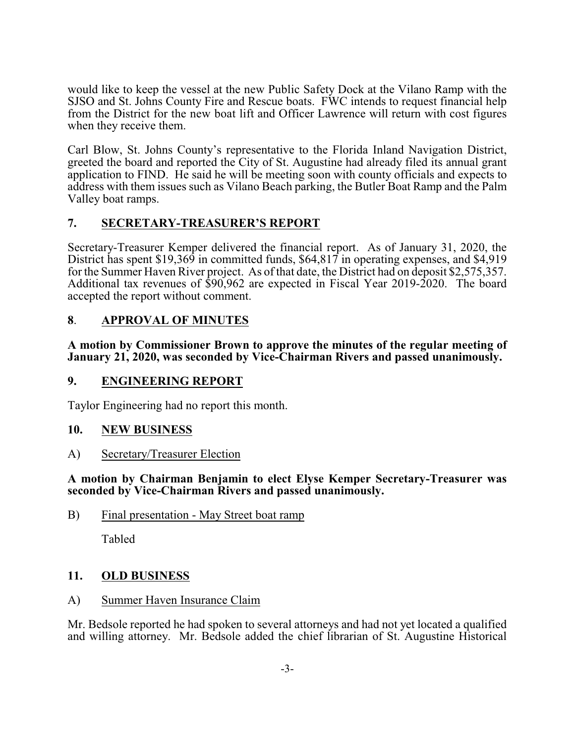would like to keep the vessel at the new Public Safety Dock at the Vilano Ramp with the SJSO and St. Johns County Fire and Rescue boats. FWC intends to request financial help from the District for the new boat lift and Officer Lawrence will return with cost figures when they receive them.

Carl Blow, St. Johns County's representative to the Florida Inland Navigation District, greeted the board and reported the City of St. Augustine had already filed its annual grant application to FIND. He said he will be meeting soon with county officials and expects to address with them issues such as Vilano Beach parking, the Butler Boat Ramp and the Palm Valley boat ramps.

## 7. SECRETARY-TREASURER'S REPORT

Secretary-Treasurer Kemper delivered the financial report. As of January 31, 2020, the District has spent $19,369 in committed funds, $64,817 in operating expenses, and $4,919 for the Summer Haven River project. As of that date, the District had on deposit $2,575,357. Additional tax revenues of $90,962 are expected in Fiscal Year 2019-2020. The board accepted the report without comment.

## 8. APPROVAL OF MINUTES

**A motion by Commissioner Brown to approve the minutes of the regular meeting of January 21, 2020, was seconded by Vice-Chairman Rivers and passed unanimously.**

## 9. ENGINEERING REPORT

Taylor Engineering had no report this month.

## 10. NEW BUSINESS

A) Secretary/Treasurer Election

**A motion by Chairman Benjamin to elect Elyse Kemper Secretary-Treasurer was seconded by Vice-Chairman Rivers and passed unanimously.**

B) Final presentation - May Street boat ramp

Tabled

## 11. OLD BUSINESS

A) Summer Haven Insurance Claim

Mr. Bedsole reported he had spoken to several attorneys and had not yet located a qualified and willing attorney. Mr. Bedsole added the chief librarian of St. Augustine Historical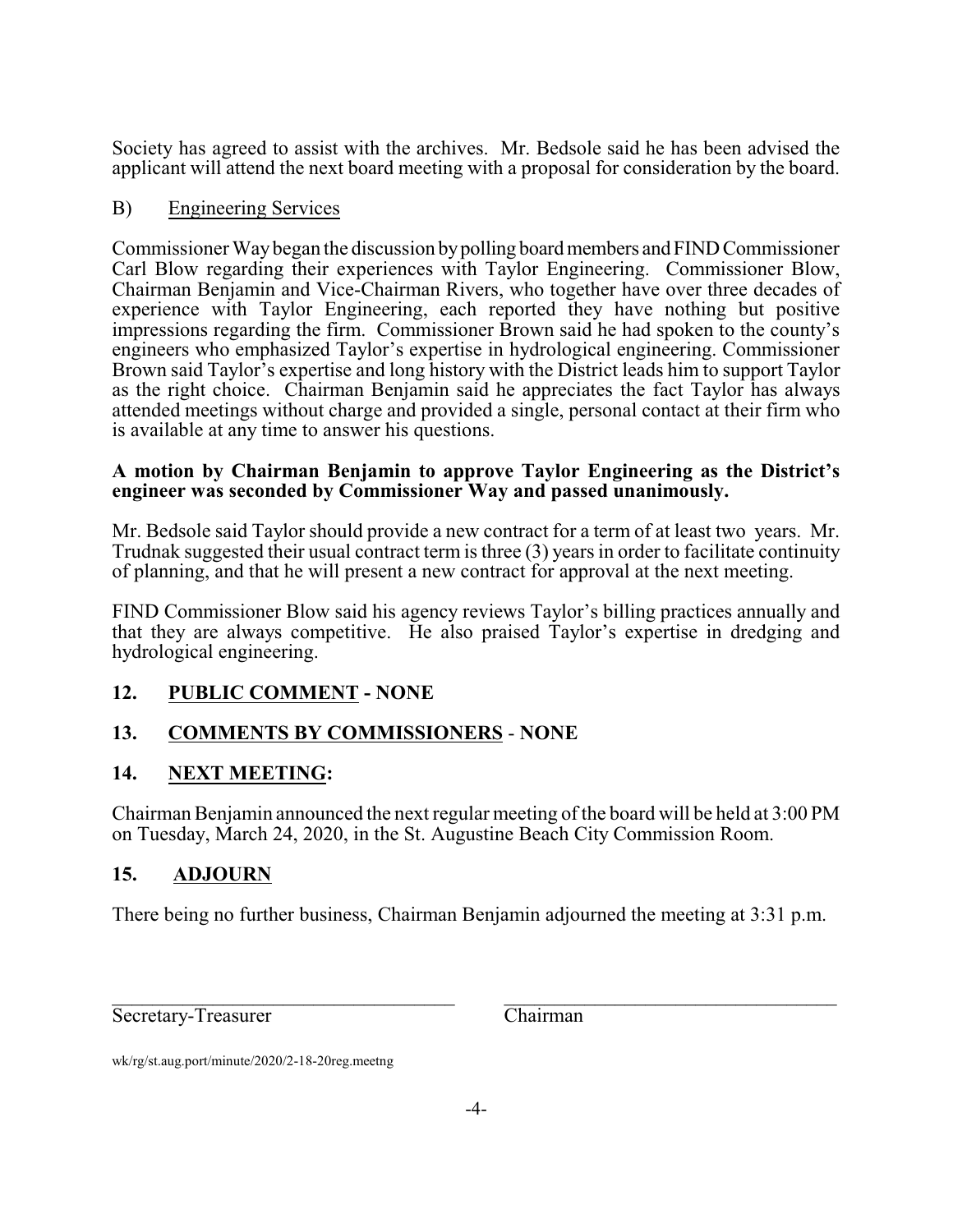Society has agreed to assist with the archives. Mr. Bedsole said he has been advised the applicant will attend the next board meeting with a proposal for consideration by the board.

B) Engineering Services

Commissioner Way began the discussion by polling board members and FIND Commissioner Carl Blow regarding their experiences with Taylor Engineering. Commissioner Blow, Chairman Benjamin and Vice-Chairman Rivers, who together have over three decades of experience with Taylor Engineering, each reported they have nothing but positive impressions regarding the firm. Commissioner Brown said he had spoken to the county's engineers who emphasized Taylor's expertise in hydrological engineering. Commissioner Brown said Taylor's expertise and long history with the District leads him to support Taylor as the right choice. Chairman Benjamin said he appreciates the fact Taylor has always attended meetings without charge and provided a single, personal contact at their firm who is available at any time to answer his questions.

**A motion by Chairman Benjamin to approve Taylor Engineering as the District's engineer was seconded by Commissioner Way and passed unanimously.**

Mr. Bedsole said Taylor should provide a new contract for a term of at least two years. Mr. Trudnak suggested their usual contract term is three (3) years in order to facilitate continuity of planning, and that he will present a new contract for approval at the next meeting.

FIND Commissioner Blow said his agency reviews Taylor's billing practices annually and that they are always competitive. He also praised Taylor's expertise in dredging and hydrological engineering.

## 12. PUBLIC COMMENT - NONE

## 13. COMMENTS BY COMMISSIONERS - NONE

## 14. NEXT MEETING:

Chairman Benjamin announced the next regular meeting of the board will be held at 3:00 PM on Tuesday, March 24, 2020, in the St. Augustine Beach City Commission Room.

## 15. ADJOURN

There being no further business, Chairman Benjamin adjourned the meeting at 3:31 p.m.

\_\_\_\_\_\_\_\_\_\_\_\_\_\_\_\_\_\_\_\_\_\_\_\_\_\_\_\_\_\_\_\_\_\_\_ \_\_\_\_\_\_\_\_\_\_\_\_\_\_\_\_\_\_\_\_\_\_\_\_\_\_\_\_\_\_\_\_\_\_\_

Secretary-Treasurer Chairman

wk/rg/st.aug.port/minute/2020/2-18-20reg.meetng